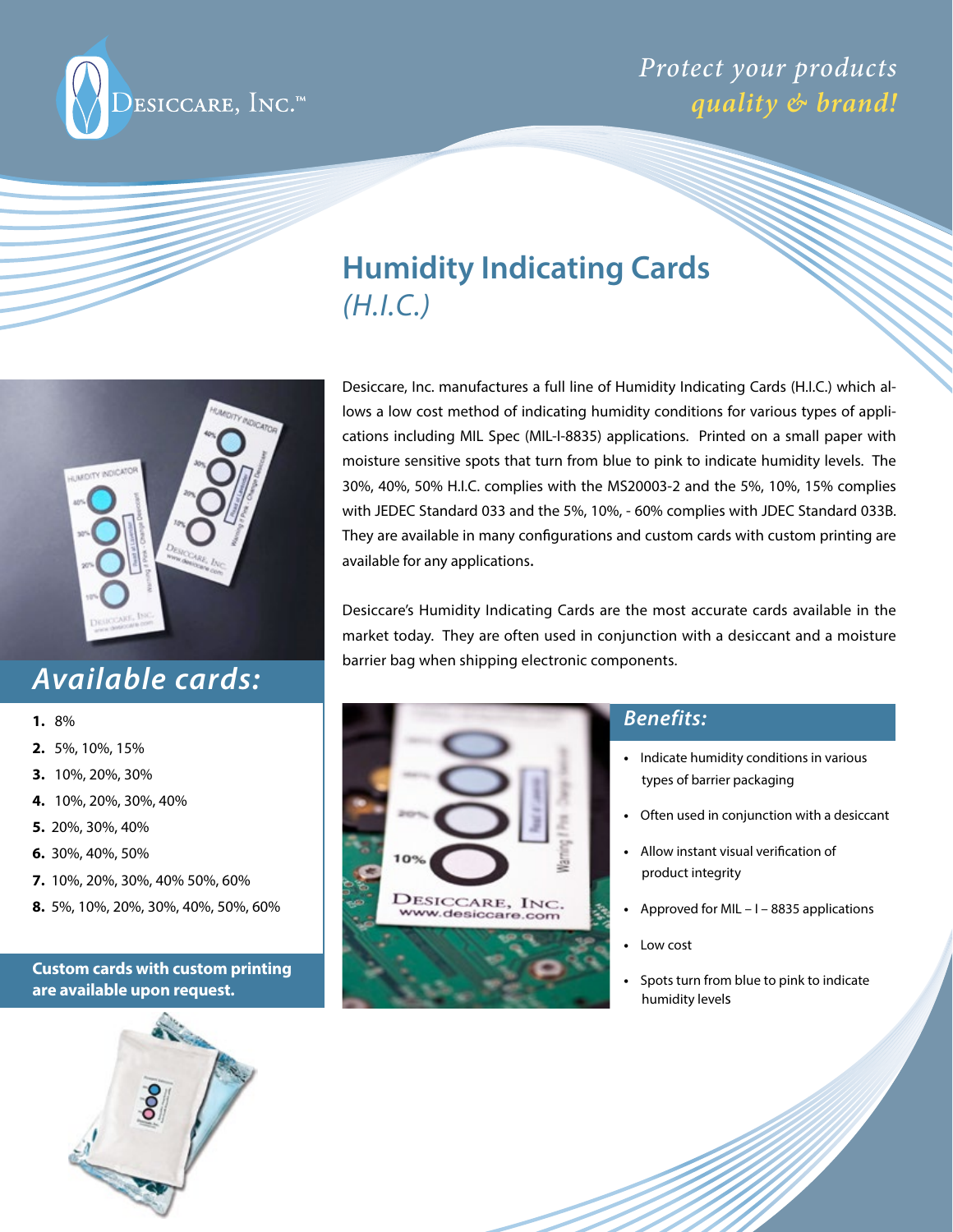Desiccare, Inc.™

*Protect your products quality & brand!*

# Humidity Indicating Cards *(H.I.C.)*

Desiccare, Inc. manufactures a full line of Humidity Indicating Cards (H.I.C.) which allows a low cost method of indicating humidity conditions for various types of applications including MIL Spec (MIL-I-8835) applications. Printed on a small paper with moisture sensitive spots that turn from blue to pink to indicate humidity levels. The 30%, 40%, 50% H.I.C. complies with the MS20003-2 and the 5%, 10%, 15% complies with JEDEC Standard 033 and the 5%, 10%, - 60% complies with JDEC Standard 033B. They are available in many configurations and custom cards with custom printing are available for any applications.

Desiccare's Humidity Indicating Cards are the most accurate cards available in the market today. They are often used in conjunction with a desiccant and a moisture barrier bag when shipping electronic components.

## *Available cards:*

1. 8%
2. 5%, 10%, 15%
3. 10%, 20%, 30%
4. 10%, 20%, 30%, 40%
5. 20%, 30%, 40%
6. 30%, 40%, 50%
7. 10%, 20%, 30%, 40% 50%, 60%
8. 5%, 10%, 20%, 30%, 40%, 50%, 60%

**Custom cards with custom printing are available upon request.**

## *Benefits:*

- Indicate humidity conditions in various types of barrier packaging
- Often used in conjunction with a desiccant
- Allow instant visual verification of product integrity
- Approved for MIL – I – 8835 applications
- Low cost
- Spots turn from blue to pink to indicate humidity levels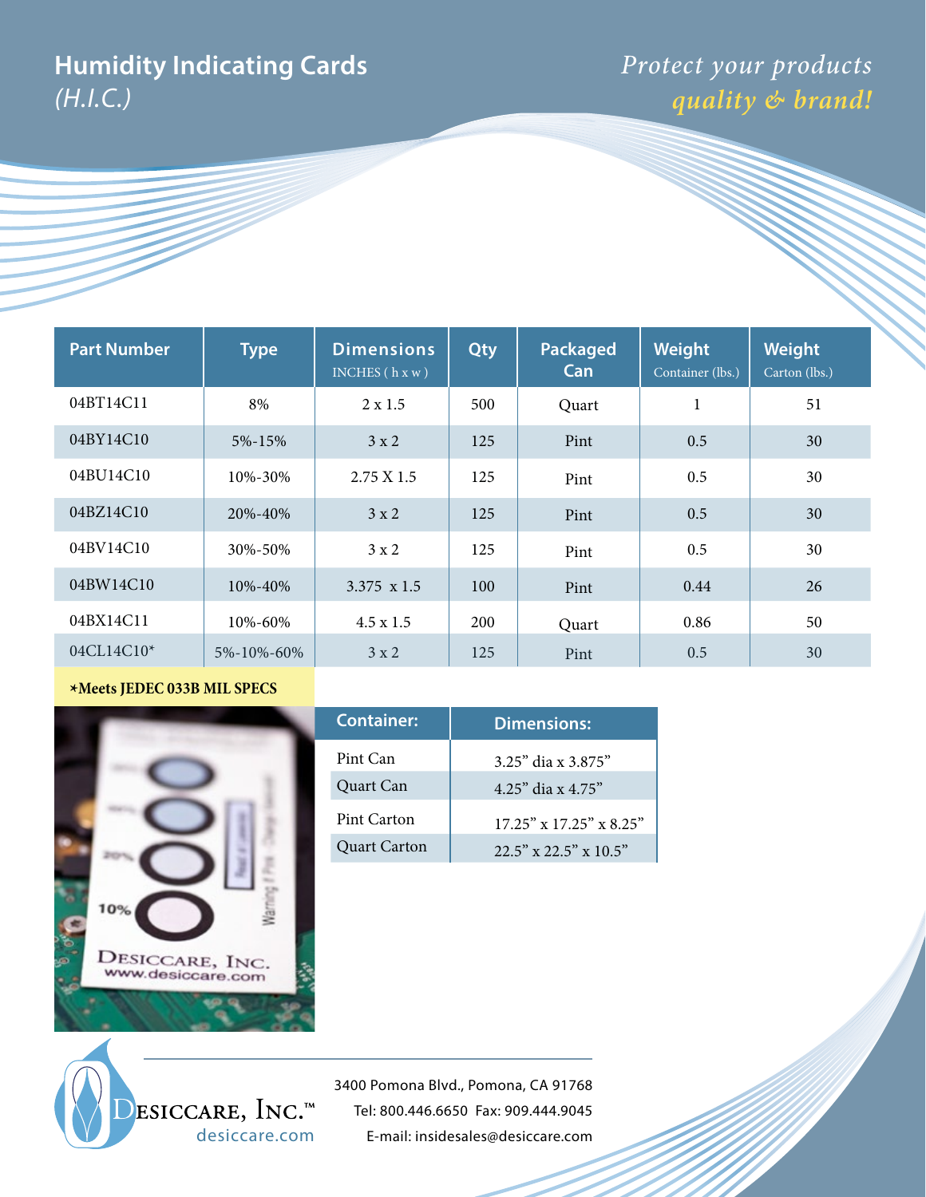# Humidity Indicating Cards

*(H.I.C.)*

*Protect your products quality & brand!*

| Part Number | Type | Dimensions INCHES ( h x w ) | Qty | Packaged Can | Weight Container (lbs.) | Weight Carton (lbs.) |
|---|---|---|---|---|---|---|
| 04BT14C11 | 8% | 2 x 1.5 | 500 | Quart | 1 | 51 |
| 04BY14C10 | 5%-15% | 3 x 2 | 125 | Pint | 0.5 | 30 |
| 04BU14C10 | 10%-30% | 2.75 X 1.5 | 125 | Pint | 0.5 | 30 |
| 04BZ14C10 | 20%-40% | 3 x 2 | 125 | Pint | 0.5 | 30 |
| 04BV14C10 | 30%-50% | 3 x 2 | 125 | Pint | 0.5 | 30 |
| 04BW14C10 | 10%-40% | 3.375 x 1.5 | 100 | Pint | 0.44 | 26 |
| 04BX14C11 | 10%-60% | 4.5 x 1.5 | 200 | Quart | 0.86 | 50 |
| 04CL14C10* | 5%-10%-60% | 3 x 2 | 125 | Pint | 0.5 | 30 |

***Meets JEDEC 033B MIL SPECS**

| Container: | Dimensions: |
|---|---|
| Pint Can | 3.25" dia x 3.875" |
| Quart Can | 4.25" dia x 4.75" |
| Pint Carton | 17.25" x 17.25" x 8.25" |
| Quart Carton | 22.5" x 22.5" x 10.5" |

DESICCARE, INC.™
desiccare.com

3400 Pomona Blvd., Pomona, CA 91768
Tel: 800.446.6650 Fax: 909.444.9045
E-mail: insidesales@desiccare.com